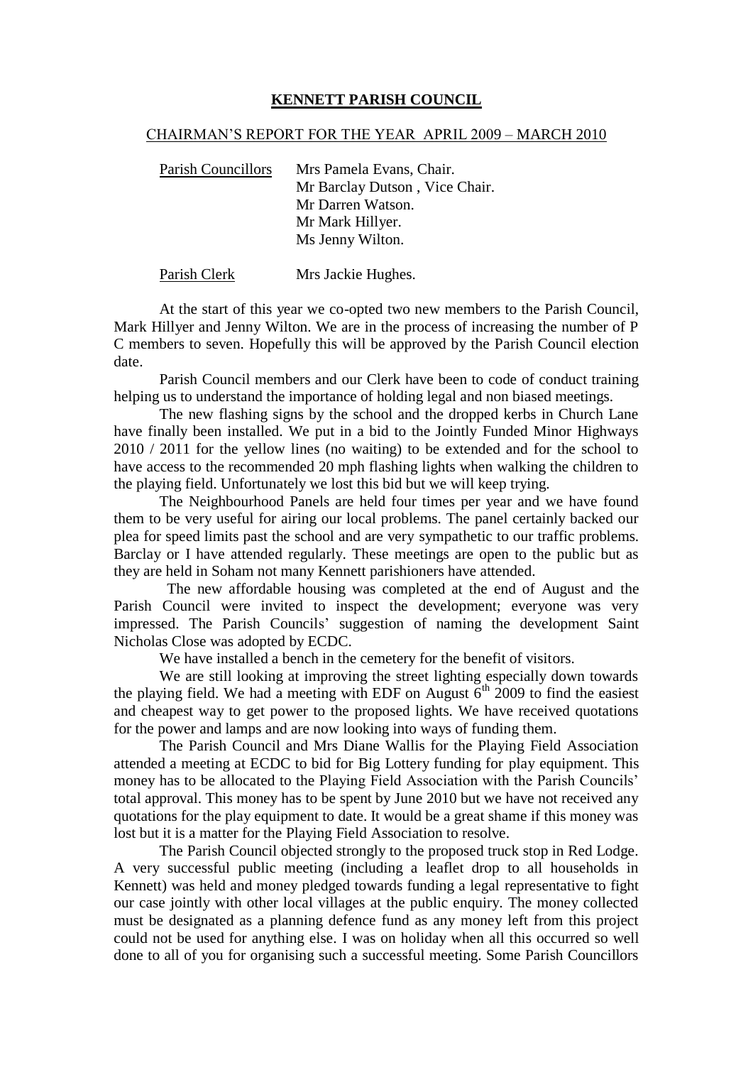# KENNETT PARISH COUNCIL

## CHAIRMAN'S REPORT FOR THE YEAR APRIL 2009 – MARCH 2010

| Parish Councillors | Mrs Pamela Evans, Chair. |
| --- | --- |
| | Mr Barclay Dutson , Vice Chair. |
| | Mr Darren Watson. |
| | Mr Mark Hillyer. |
| | Ms Jenny Wilton. |
| Parish Clerk | Mrs Jackie Hughes. |

At the start of this year we co-opted two new members to the Parish Council, Mark Hillyer and Jenny Wilton. We are in the process of increasing the number of P C members to seven. Hopefully this will be approved by the Parish Council election date.

Parish Council members and our Clerk have been to code of conduct training helping us to understand the importance of holding legal and non biased meetings.

The new flashing signs by the school and the dropped kerbs in Church Lane have finally been installed. We put in a bid to the Jointly Funded Minor Highways 2010 / 2011 for the yellow lines (no waiting) to be extended and for the school to have access to the recommended 20 mph flashing lights when walking the children to the playing field. Unfortunately we lost this bid but we will keep trying.

The Neighbourhood Panels are held four times per year and we have found them to be very useful for airing our local problems. The panel certainly backed our plea for speed limits past the school and are very sympathetic to our traffic problems. Barclay or I have attended regularly. These meetings are open to the public but as they are held in Soham not many Kennett parishioners have attended.

The new affordable housing was completed at the end of August and the Parish Council were invited to inspect the development; everyone was very impressed. The Parish Councils' suggestion of naming the development Saint Nicholas Close was adopted by ECDC.

We have installed a bench in the cemetery for the benefit of visitors.

We are still looking at improving the street lighting especially down towards the playing field. We had a meeting with EDF on August 6th 2009 to find the easiest and cheapest way to get power to the proposed lights. We have received quotations for the power and lamps and are now looking into ways of funding them.

The Parish Council and Mrs Diane Wallis for the Playing Field Association attended a meeting at ECDC to bid for Big Lottery funding for play equipment. This money has to be allocated to the Playing Field Association with the Parish Councils' total approval. This money has to be spent by June 2010 but we have not received any quotations for the play equipment to date. It would be a great shame if this money was lost but it is a matter for the Playing Field Association to resolve.

The Parish Council objected strongly to the proposed truck stop in Red Lodge. A very successful public meeting (including a leaflet drop to all households in Kennett) was held and money pledged towards funding a legal representative to fight our case jointly with other local villages at the public enquiry. The money collected must be designated as a planning defence fund as any money left from this project could not be used for anything else. I was on holiday when all this occurred so well done to all of you for organising such a successful meeting. Some Parish Councillors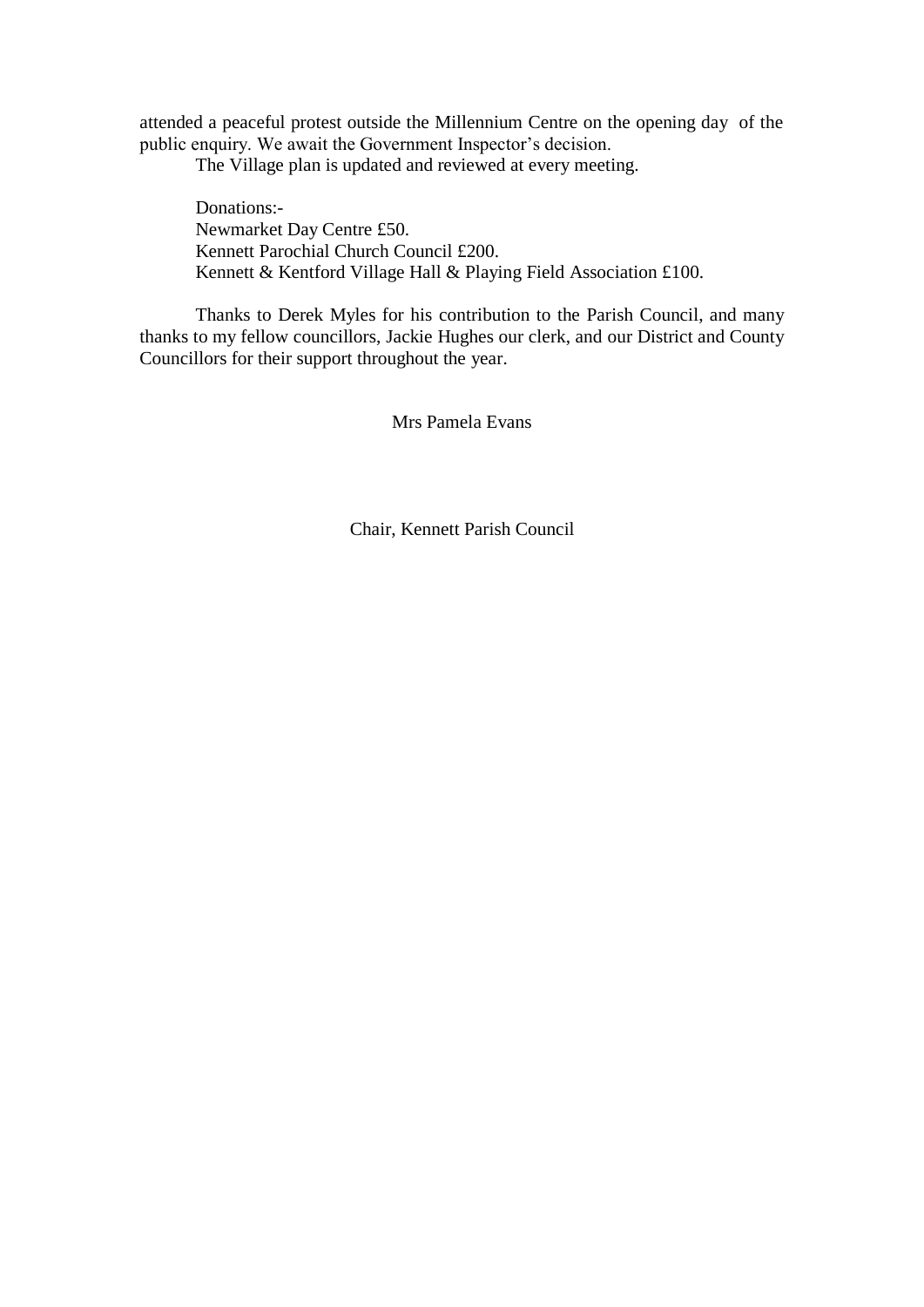attended a peaceful protest outside the Millennium Centre on the opening day of the public enquiry. We await the Government Inspector's decision.

The Village plan is updated and reviewed at every meeting.

Donations:-

Newmarket Day Centre £50.
Kennett Parochial Church Council £200.
Kennett & Kentford Village Hall & Playing Field Association £100.

Thanks to Derek Myles for his contribution to the Parish Council, and many thanks to my fellow councillors, Jackie Hughes our clerk, and our District and County Councillors for their support throughout the year.

Mrs Pamela Evans

Chair, Kennett Parish Council